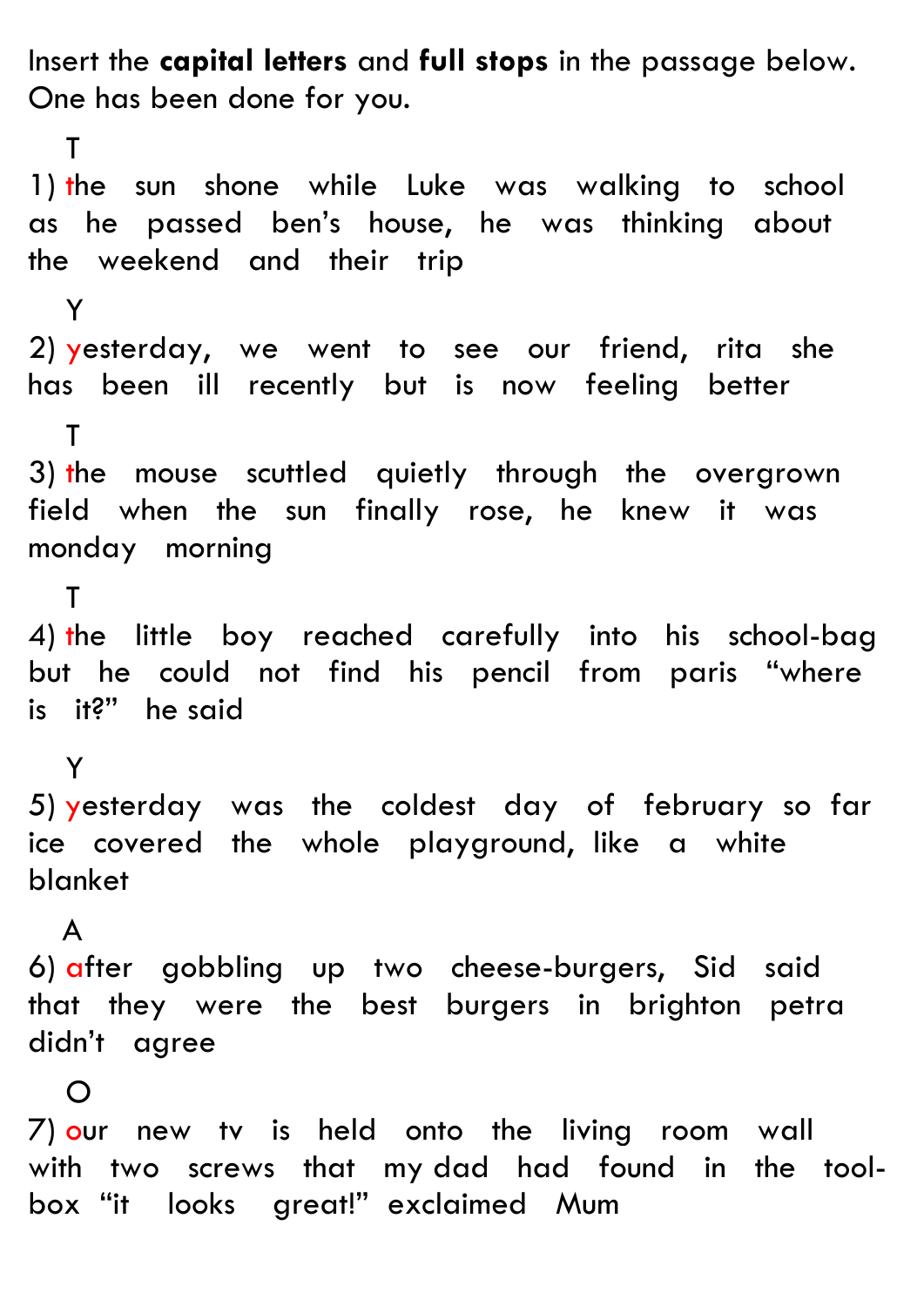Insert the **capital letters** and **full stops** in the passage below. One has been done for you.

T
1) the sun shone while Luke was walking to school as he passed ben's house, he was thinking about the weekend and their trip

Y
2) yesterday, we went to see our friend, rita she has been ill recently but is now feeling better

T
3) the mouse scuttled quietly through the overgrown field when the sun finally rose, he knew it was monday morning

T
4) the little boy reached carefully into his school-bag but he could not find his pencil from paris "where is it?" he said

Y
5) yesterday was the coldest day of february so far ice covered the whole playground, like a white blanket

A
6) after gobbling up two cheese-burgers, Sid said that they were the best burgers in brighton petra didn't agree

O
7) our new tv is held onto the living room wall with two screws that my dad had found in the tool-box "it looks great!" exclaimed Mum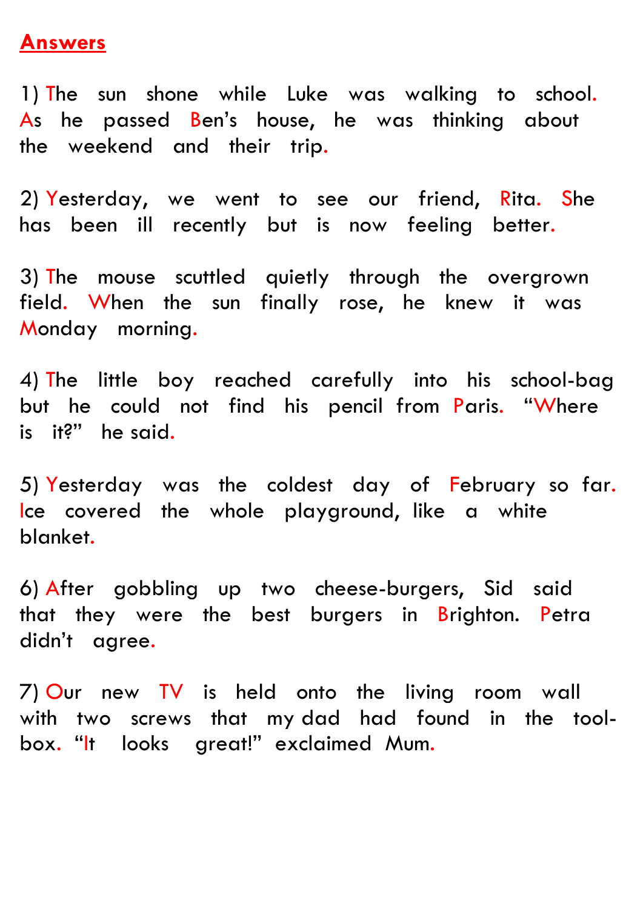## Answers

1) The sun shone while Luke was walking to school. As he passed Ben's house, he was thinking about the weekend and their trip.

2) Yesterday, we went to see our friend, Rita. She has been ill recently but is now feeling better.

3) The mouse scuttled quietly through the overgrown field. When the sun finally rose, he knew it was Monday morning.

4) The little boy reached carefully into his school-bag but he could not find his pencil from Paris. "Where is it?" he said.

5) Yesterday was the coldest day of February so far. Ice covered the whole playground, like a white blanket.

6) After gobbling up two cheese-burgers, Sid said that they were the best burgers in Brighton. Petra didn't agree.

7) Our new TV is held onto the living room wall with two screws that my dad had found in the tool-box. "It looks great!" exclaimed Mum.